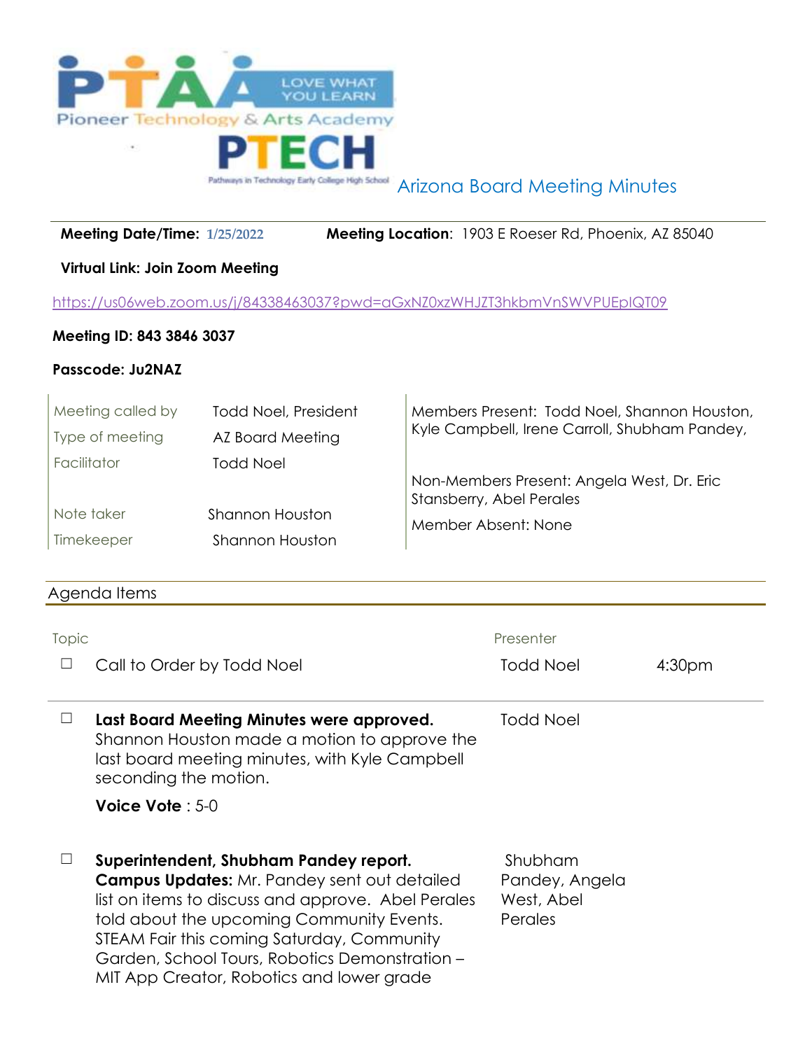# Arizona Board Meeting Minutes

**Meeting Date/Time:** 1/25/2022 **Meeting Location**: 1903 E Roeser Rd, Phoenix, AZ 85040

**Virtual Link: Join Zoom Meeting**

https://us06web.zoom.us/j/84338463037?pwd=aGxNZ0xzWHJZT3hkbmVnSWVPUEplQT09

**Meeting ID: 843 3846 3037**

**Passcode: Ju2NAZ**

| | |
|---|---|
| Meeting called by | Todd Noel, President |
| Type of meeting | AZ Board Meeting |
| Facilitator | Todd Noel |
| Note taker | Shannon Houston |
| Timekeeper | Shannon Houston |

Members Present: Todd Noel, Shannon Houston, Kyle Campbell, Irene Carroll, Shubham Pandey,

Non-Members Present: Angela West, Dr. Eric Stansberry, Abel Perales

Member Absent: None

## Agenda Items

| Topic | Presenter | |
|---|---|---|
| ☐ Call to Order by Todd Noel | Todd Noel | 4:30pm |
| ☐ **Last Board Meeting Minutes were approved.** Shannon Houston made a motion to approve the last board meeting minutes, with Kyle Campbell seconding the motion.<br><br>**Voice Vote** : 5-0 | Todd Noel | |
| ☐ **Superintendent, Shubham Pandey report.** **Campus Updates:** Mr. Pandey sent out detailed list on items to discuss and approve. Abel Perales told about the upcoming Community Events. STEAM Fair this coming Saturday, Community Garden, School Tours, Robotics Demonstration – MIT App Creator, Robotics and lower grade | Shubham Pandey, Angela West, Abel Perales | |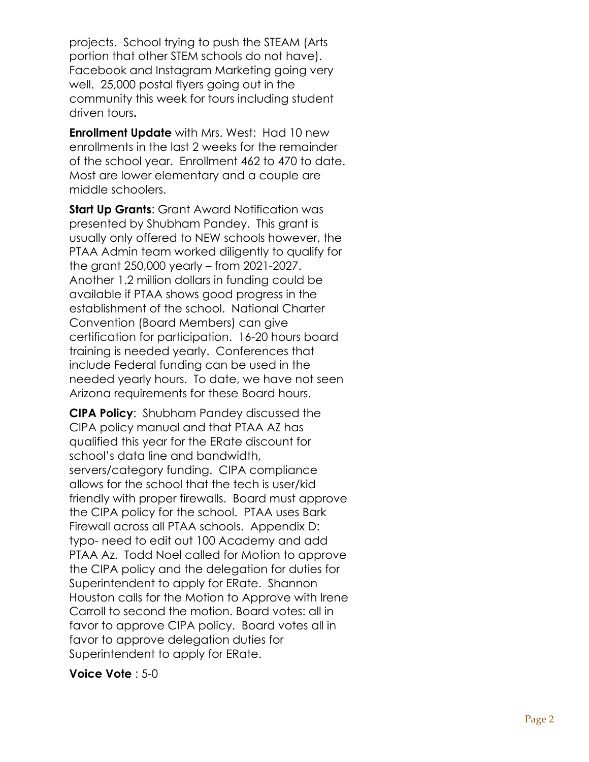projects. School trying to push the STEAM (Arts portion that other STEM schools do not have). Facebook and Instagram Marketing going very well. 25,000 postal flyers going out in the community this week for tours including student driven tours**.**

**Enrollment Update** with Mrs. West: Had 10 new enrollments in the last 2 weeks for the remainder of the school year. Enrollment 462 to 470 to date. Most are lower elementary and a couple are middle schoolers.

**Start Up Grants**: Grant Award Notification was presented by Shubham Pandey. This grant is usually only offered to NEW schools however, the PTAA Admin team worked diligently to qualify for the grant 250,000 yearly – from 2021-2027. Another 1.2 million dollars in funding could be available if PTAA shows good progress in the establishment of the school. National Charter Convention (Board Members) can give certification for participation. 16-20 hours board training is needed yearly. Conferences that include Federal funding can be used in the needed yearly hours. To date, we have not seen Arizona requirements for these Board hours.

**CIPA Policy**: Shubham Pandey discussed the CIPA policy manual and that PTAA AZ has qualified this year for the ERate discount for school's data line and bandwidth, servers/category funding. CIPA compliance allows for the school that the tech is user/kid friendly with proper firewalls. Board must approve the CIPA policy for the school. PTAA uses Bark Firewall across all PTAA schools. Appendix D: typo- need to edit out 100 Academy and add PTAA Az. Todd Noel called for Motion to approve the CIPA policy and the delegation for duties for Superintendent to apply for ERate. Shannon Houston calls for the Motion to Approve with Irene Carroll to second the motion. Board votes: all in favor to approve CIPA policy. Board votes all in favor to approve delegation duties for Superintendent to apply for ERate.

**Voice Vote** : 5-0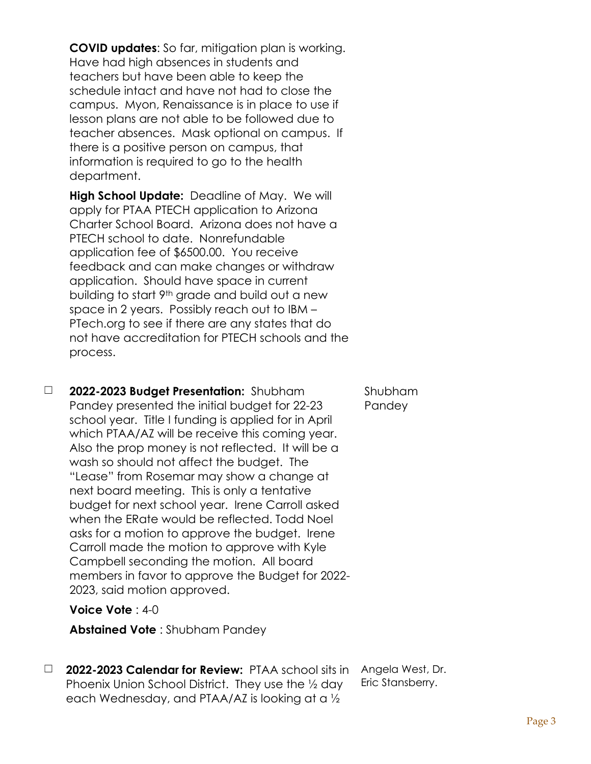**COVID updates**: So far, mitigation plan is working. Have had high absences in students and teachers but have been able to keep the schedule intact and have not had to close the campus. Myon, Renaissance is in place to use if lesson plans are not able to be followed due to teacher absences. Mask optional on campus. If there is a positive person on campus, that information is required to go to the health department.

**High School Update:** Deadline of May. We will apply for PTAA PTECH application to Arizona Charter School Board. Arizona does not have a PTECH school to date. Nonrefundable application fee of $6500.00. You receive feedback and can make changes or withdraw application. Should have space in current building to start 9th grade and build out a new space in 2 years. Possibly reach out to IBM – PTech.org to see if there are any states that do not have accreditation for PTECH schools and the process.

☐ **2022-2023 Budget Presentation:** Shubham Pandey presented the initial budget for 22-23 school year. Title I funding is applied for in April which PTAA/AZ will be receive this coming year. Also the prop money is not reflected. It will be a wash so should not affect the budget. The "Lease" from Rosemar may show a change at next board meeting. This is only a tentative budget for next school year. Irene Carroll asked when the ERate would be reflected. Todd Noel asks for a motion to approve the budget. Irene Carroll made the motion to approve with Kyle Campbell seconding the motion. All board members in favor to approve the Budget for 2022-2023, said motion approved. — Shubham Pandey

**Voice Vote** : 4-0

**Abstained Vote** : Shubham Pandey

☐ **2022-2023 Calendar for Review:** PTAA school sits in Phoenix Union School District. They use the ½ day each Wednesday, and PTAA/AZ is looking at a ½ — Angela West, Dr. Eric Stansberry.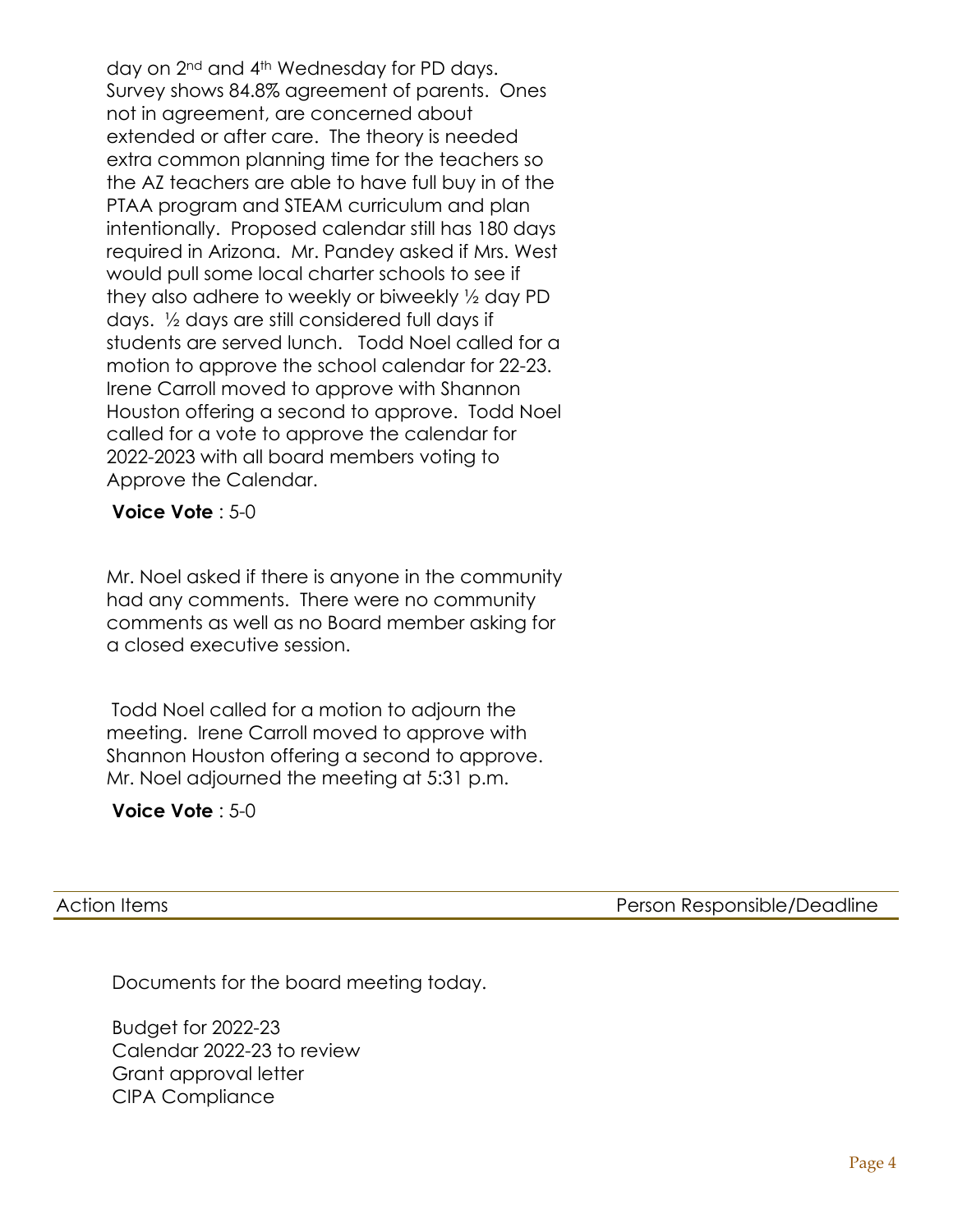day on 2nd and 4th Wednesday for PD days. Survey shows 84.8% agreement of parents. Ones not in agreement, are concerned about extended or after care. The theory is needed extra common planning time for the teachers so the AZ teachers are able to have full buy in of the PTAA program and STEAM curriculum and plan intentionally. Proposed calendar still has 180 days required in Arizona. Mr. Pandey asked if Mrs. West would pull some local charter schools to see if they also adhere to weekly or biweekly ½ day PD days. ½ days are still considered full days if students are served lunch. Todd Noel called for a motion to approve the school calendar for 22-23. Irene Carroll moved to approve with Shannon Houston offering a second to approve. Todd Noel called for a vote to approve the calendar for 2022-2023 with all board members voting to Approve the Calendar.

**Voice Vote** : 5-0

Mr. Noel asked if there is anyone in the community had any comments. There were no community comments as well as no Board member asking for a closed executive session.

Todd Noel called for a motion to adjourn the meeting. Irene Carroll moved to approve with Shannon Houston offering a second to approve. Mr. Noel adjourned the meeting at 5:31 p.m.

**Voice Vote** : 5-0

| Action Items | Person Responsible/Deadline |
| --- | --- |

Documents for the board meeting today.

Budget for 2022-23
Calendar 2022-23 to review
Grant approval letter
CIPA Compliance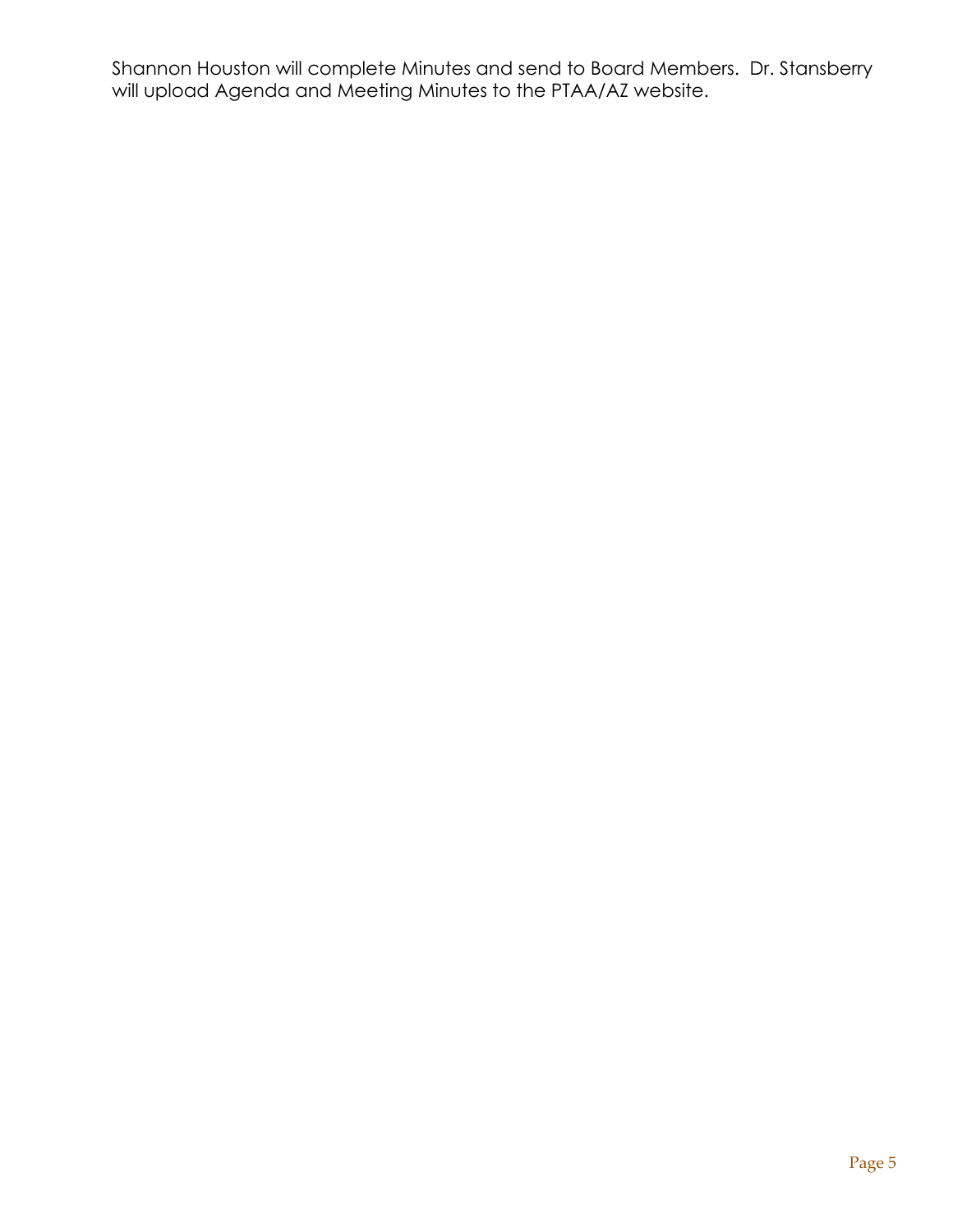Shannon Houston will complete Minutes and send to Board Members. Dr. Stansberry will upload Agenda and Meeting Minutes to the PTAA/AZ website.